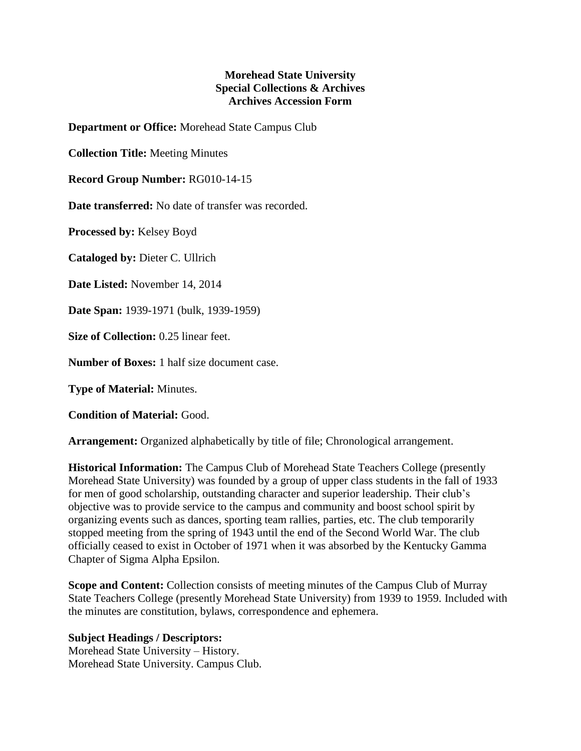**Morehead State University**
**Special Collections & Archives**
**Archives Accession Form**

**Department or Office:** Morehead State Campus Club

**Collection Title:** Meeting Minutes

**Record Group Number:** RG010-14-15

**Date transferred:** No date of transfer was recorded.

**Processed by:** Kelsey Boyd

**Cataloged by:** Dieter C. Ullrich

**Date Listed:** November 14, 2014

**Date Span:** 1939-1971 (bulk, 1939-1959)

**Size of Collection:** 0.25 linear feet.

**Number of Boxes:** 1 half size document case.

**Type of Material:** Minutes.

**Condition of Material:** Good.

**Arrangement:** Organized alphabetically by title of file; Chronological arrangement.

**Historical Information:** The Campus Club of Morehead State Teachers College (presently Morehead State University) was founded by a group of upper class students in the fall of 1933 for men of good scholarship, outstanding character and superior leadership. Their club's objective was to provide service to the campus and community and boost school spirit by organizing events such as dances, sporting team rallies, parties, etc. The club temporarily stopped meeting from the spring of 1943 until the end of the Second World War. The club officially ceased to exist in October of 1971 when it was absorbed by the Kentucky Gamma Chapter of Sigma Alpha Epsilon.

**Scope and Content:** Collection consists of meeting minutes of the Campus Club of Murray State Teachers College (presently Morehead State University) from 1939 to 1959. Included with the minutes are constitution, bylaws, correspondence and ephemera.

**Subject Headings / Descriptors:**
Morehead State University – History.
Morehead State University. Campus Club.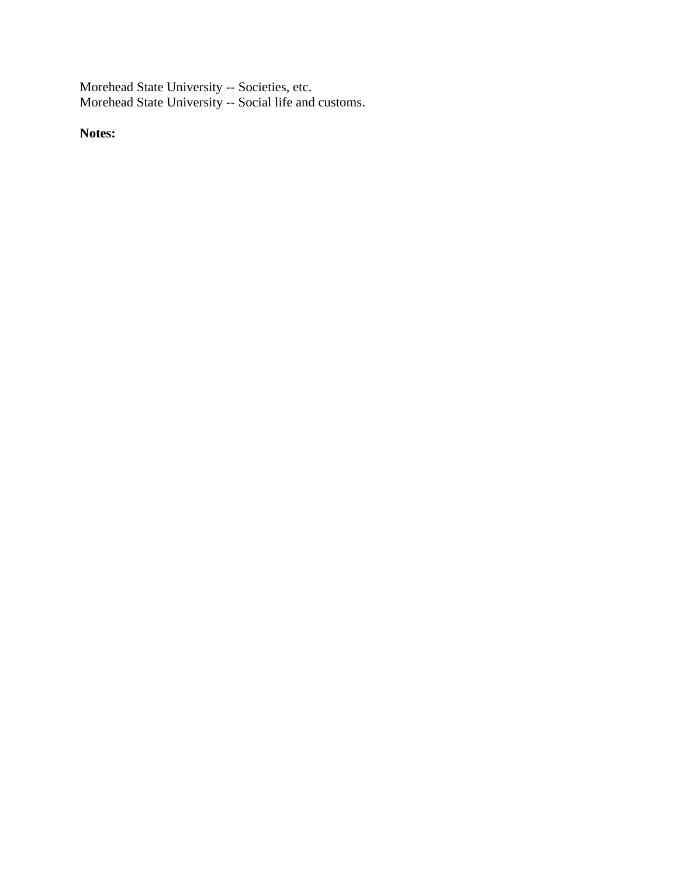Morehead State University -- Societies, etc.
Morehead State University -- Social life and customs.

**Notes:**